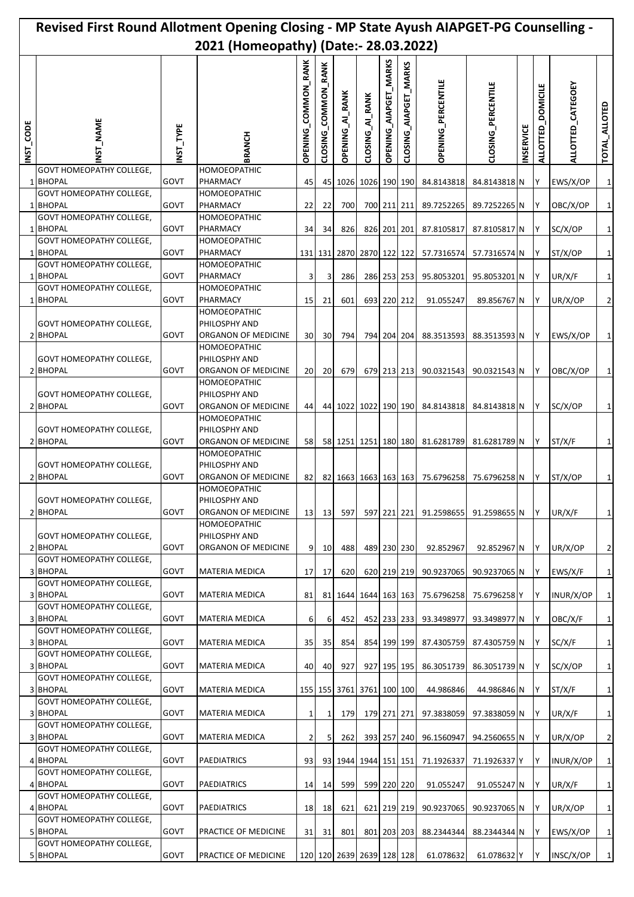# Revised First Round Allotment Opening Closing - MP State Ayush AIAPGET-PG Counselling - 2021 (Homeopathy) (Date:- 28.03.2022)

| INST_CODE | INST_NAME | INST_TYPE | BRANCH | OPENING_COMMON_RANK | CLOSING_COMMON_RANK | OPENING_AI_RANK | CLOSING_AI_RANK | OPENING_AIAPGET_MARKS | CLOSING_AIAPGET_MARKS | OPENING_PERCENTILE | CLOSING_PERCENTILE | INSERVICE | ALLOTTED_DOMICILE | ALLOTTED_CATEGOEY | TOTAL_ALLOTED |
|---|---|---|---|---|---|---|---|---|---|---|---|---|---|---|---|
| 1 | GOVT HOMOEOPATHY COLLEGE, BHOPAL | GOVT | HOMOEOPATHIC PHARMACY | 45 | 45 | 1026 | 1026 | 190 | 190 | 84.8143818 | 84.8143818 | N | Y | EWS/X/OP | 1 |
| 1 | GOVT HOMOEOPATHY COLLEGE, BHOPAL | GOVT | HOMOEOPATHIC PHARMACY | 22 | 22 | 700 | 700 | 211 | 211 | 89.7252265 | 89.7252265 | N | Y | OBC/X/OP | 1 |
| 1 | GOVT HOMOEOPATHY COLLEGE, BHOPAL | GOVT | HOMOEOPATHIC PHARMACY | 34 | 34 | 826 | 826 | 201 | 201 | 87.8105817 | 87.8105817 | N | Y | SC/X/OP | 1 |
| 1 | GOVT HOMOEOPATHY COLLEGE, BHOPAL | GOVT | HOMOEOPATHIC PHARMACY | 131 | 131 | 2870 | 2870 | 122 | 122 | 57.7316574 | 57.7316574 | N | Y | ST/X/OP | 1 |
| 1 | GOVT HOMOEOPATHY COLLEGE, BHOPAL | GOVT | HOMOEOPATHIC PHARMACY | 3 | 3 | 286 | 286 | 253 | 253 | 95.8053201 | 95.8053201 | N | Y | UR/X/F | 1 |
| 1 | GOVT HOMOEOPATHY COLLEGE, BHOPAL | GOVT | HOMOEOPATHIC PHARMACY | 15 | 21 | 601 | 693 | 220 | 212 | 91.055247 | 89.856767 | N | Y | UR/X/OP | 2 |
| 2 | GOVT HOMOEOPATHY COLLEGE, BHOPAL | GOVT | HOMOEOPATHIC PHILSPHY AND ORGANON OF MEDICINE | 30 | 30 | 794 | 794 | 204 | 204 | 88.3513593 | 88.3513593 | N | Y | EWS/X/OP | 1 |
| 2 | GOVT HOMOEOPATHY COLLEGE, BHOPAL | GOVT | HOMOEOPATHIC PHILSPHY AND ORGANON OF MEDICINE | 20 | 20 | 679 | 679 | 213 | 213 | 90.0321543 | 90.0321543 | N | Y | OBC/X/OP | 1 |
| 2 | GOVT HOMOEOPATHY COLLEGE, BHOPAL | GOVT | HOMOEOPATHIC PHILSPHY AND ORGANON OF MEDICINE | 44 | 44 | 1022 | 1022 | 190 | 190 | 84.8143818 | 84.8143818 | N | Y | SC/X/OP | 1 |
| 2 | GOVT HOMOEOPATHY COLLEGE, BHOPAL | GOVT | HOMOEOPATHIC PHILSPHY AND ORGANON OF MEDICINE | 58 | 58 | 1251 | 1251 | 180 | 180 | 81.6281789 | 81.6281789 | N | Y | ST/X/F | 1 |
| 2 | GOVT HOMOEOPATHY COLLEGE, BHOPAL | GOVT | HOMOEOPATHIC PHILSPHY AND ORGANON OF MEDICINE | 82 | 82 | 1663 | 1663 | 163 | 163 | 75.6796258 | 75.6796258 | N | Y | ST/X/OP | 1 |
| 2 | GOVT HOMOEOPATHY COLLEGE, BHOPAL | GOVT | HOMOEOPATHIC PHILSPHY AND ORGANON OF MEDICINE | 13 | 13 | 597 | 597 | 221 | 221 | 91.2598655 | 91.2598655 | N | Y | UR/X/F | 1 |
| 2 | GOVT HOMOEOPATHY COLLEGE, BHOPAL | GOVT | HOMOEOPATHIC PHILSPHY AND ORGANON OF MEDICINE | 9 | 10 | 488 | 489 | 230 | 230 | 92.852967 | 92.852967 | N | Y | UR/X/OP | 2 |
| 3 | GOVT HOMOEOPATHY COLLEGE, BHOPAL | GOVT | MATERIA MEDICA | 17 | 17 | 620 | 620 | 219 | 219 | 90.9237065 | 90.9237065 | N | Y | EWS/X/F | 1 |
| 3 | GOVT HOMOEOPATHY COLLEGE, BHOPAL | GOVT | MATERIA MEDICA | 81 | 81 | 1644 | 1644 | 163 | 163 | 75.6796258 | 75.6796258 | Y | Y | INUR/X/OP | 1 |
| 3 | GOVT HOMOEOPATHY COLLEGE, BHOPAL | GOVT | MATERIA MEDICA | 6 | 6 | 452 | 452 | 233 | 233 | 93.3498977 | 93.3498977 | N | Y | OBC/X/F | 1 |
| 3 | GOVT HOMOEOPATHY COLLEGE, BHOPAL | GOVT | MATERIA MEDICA | 35 | 35 | 854 | 854 | 199 | 199 | 87.4305759 | 87.4305759 | N | Y | SC/X/F | 1 |
| 3 | GOVT HOMOEOPATHY COLLEGE, BHOPAL | GOVT | MATERIA MEDICA | 40 | 40 | 927 | 927 | 195 | 195 | 86.3051739 | 86.3051739 | N | Y | SC/X/OP | 1 |
| 3 | GOVT HOMOEOPATHY COLLEGE, BHOPAL | GOVT | MATERIA MEDICA | 155 | 155 | 3761 | 3761 | 100 | 100 | 44.986846 | 44.986846 | N | Y | ST/X/F | 1 |
| 3 | GOVT HOMOEOPATHY COLLEGE, BHOPAL | GOVT | MATERIA MEDICA | 1 | 1 | 179 | 179 | 271 | 271 | 97.3838059 | 97.3838059 | N | Y | UR/X/F | 1 |
| 3 | GOVT HOMOEOPATHY COLLEGE, BHOPAL | GOVT | MATERIA MEDICA | 2 | 5 | 262 | 393 | 257 | 240 | 96.1560947 | 94.2560655 | N | Y | UR/X/OP | 2 |
| 4 | GOVT HOMOEOPATHY COLLEGE, BHOPAL | GOVT | PAEDIATRICS | 93 | 93 | 1944 | 1944 | 151 | 151 | 71.1926337 | 71.1926337 | Y | Y | INUR/X/OP | 1 |
| 4 | GOVT HOMOEOPATHY COLLEGE, BHOPAL | GOVT | PAEDIATRICS | 14 | 14 | 599 | 599 | 220 | 220 | 91.055247 | 91.055247 | N | Y | UR/X/F | 1 |
| 4 | GOVT HOMOEOPATHY COLLEGE, BHOPAL | GOVT | PAEDIATRICS | 18 | 18 | 621 | 621 | 219 | 219 | 90.9237065 | 90.9237065 | N | Y | UR/X/OP | 1 |
| 5 | GOVT HOMOEOPATHY COLLEGE, BHOPAL | GOVT | PRACTICE OF MEDICINE | 31 | 31 | 801 | 801 | 203 | 203 | 88.2344344 | 88.2344344 | N | Y | EWS/X/OP | 1 |
| 5 | GOVT HOMOEOPATHY COLLEGE, BHOPAL | GOVT | PRACTICE OF MEDICINE | 120 | 120 | 2639 | 2639 | 128 | 128 | 61.078632 | 61.078632 | Y | Y | INSC/X/OP | 1 |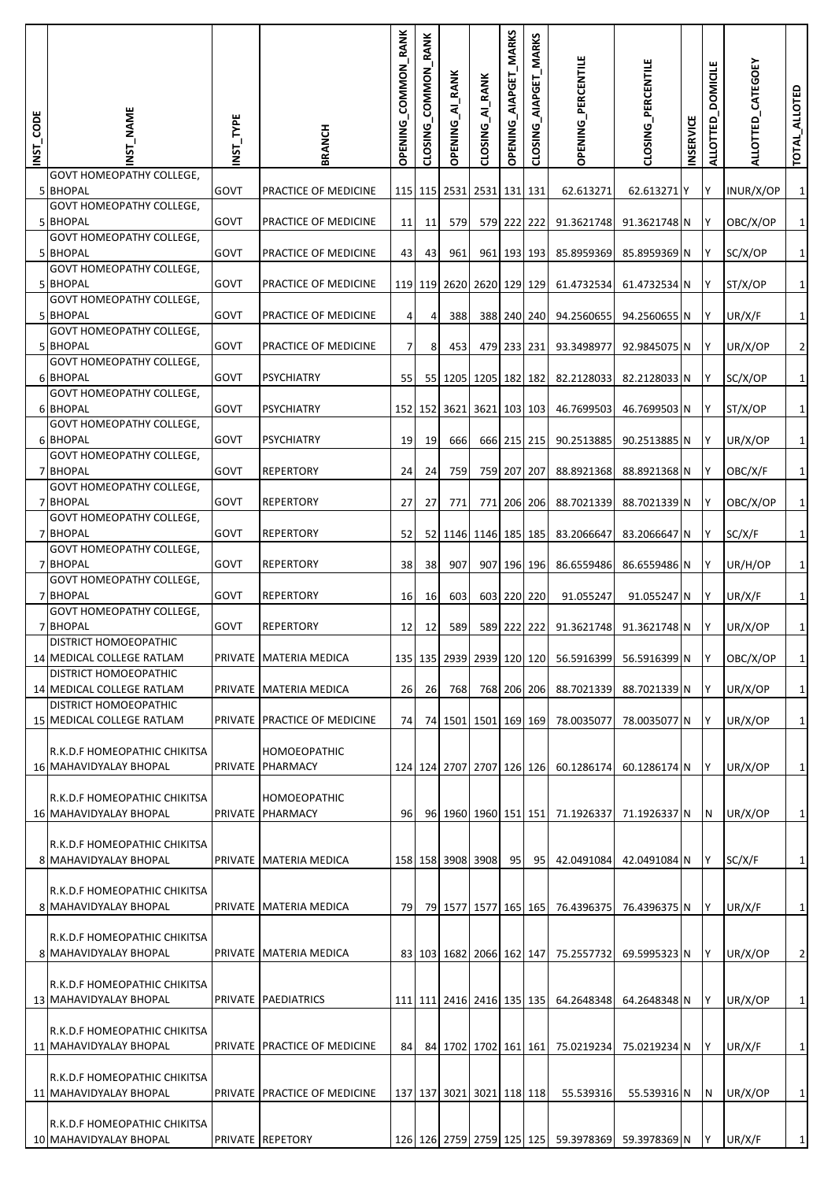| INST_CODE | INST_NAME | INST_TYPE | BRANCH | OPENING_COMMON_RANK | CLOSING_COMMON_RANK | OPENING_AI_RANK | CLOSING_AI_RANK | OPENING_AIAPGET_MARKS | CLOSING_AIAPGET_MARKS | OPENING_PERCENTILE | CLOSING_PERCENTILE | INSERVICE | ALLOTTED_DOMICILE | ALLOTTED_CATEGOEY | TOTAL_ALLOTED |
|---|---|---|---|---|---|---|---|---|---|---|---|---|---|---|---|
| 5 | GOVT HOMEOPATHY COLLEGE, BHOPAL | GOVT | PRACTICE OF MEDICINE | 115 | 115 | 2531 | 2531 | 131 | 131 | 62.613271 | 62.613271 | Y | Y | INUR/X/OP | 1 |
| 5 | GOVT HOMEOPATHY COLLEGE, BHOPAL | GOVT | PRACTICE OF MEDICINE | 11 | 11 | 579 | 579 | 222 | 222 | 91.3621748 | 91.3621748 | N | Y | OBC/X/OP | 1 |
| 5 | GOVT HOMEOPATHY COLLEGE, BHOPAL | GOVT | PRACTICE OF MEDICINE | 43 | 43 | 961 | 961 | 193 | 193 | 85.8959369 | 85.8959369 | N | Y | SC/X/OP | 1 |
| 5 | GOVT HOMEOPATHY COLLEGE, BHOPAL | GOVT | PRACTICE OF MEDICINE | 119 | 119 | 2620 | 2620 | 129 | 129 | 61.4732534 | 61.4732534 | N | Y | ST/X/OP | 1 |
| 5 | GOVT HOMEOPATHY COLLEGE, BHOPAL | GOVT | PRACTICE OF MEDICINE | 4 | 4 | 388 | 388 | 240 | 240 | 94.2560655 | 94.2560655 | N | Y | UR/X/F | 1 |
| 5 | GOVT HOMEOPATHY COLLEGE, BHOPAL | GOVT | PRACTICE OF MEDICINE | 7 | 8 | 453 | 479 | 233 | 231 | 93.3498977 | 92.9845075 | N | Y | UR/X/OP | 2 |
| 6 | GOVT HOMEOPATHY COLLEGE, BHOPAL | GOVT | PSYCHIATRY | 55 | 55 | 1205 | 1205 | 182 | 182 | 82.2128033 | 82.2128033 | N | Y | SC/X/OP | 1 |
| 6 | GOVT HOMEOPATHY COLLEGE, BHOPAL | GOVT | PSYCHIATRY | 152 | 152 | 3621 | 3621 | 103 | 103 | 46.7699503 | 46.7699503 | N | Y | ST/X/OP | 1 |
| 6 | GOVT HOMEOPATHY COLLEGE, BHOPAL | GOVT | PSYCHIATRY | 19 | 19 | 666 | 666 | 215 | 215 | 90.2513885 | 90.2513885 | N | Y | UR/X/OP | 1 |
| 7 | GOVT HOMEOPATHY COLLEGE, BHOPAL | GOVT | REPERTORY | 24 | 24 | 759 | 759 | 207 | 207 | 88.8921368 | 88.8921368 | N | Y | OBC/X/F | 1 |
| 7 | GOVT HOMEOPATHY COLLEGE, BHOPAL | GOVT | REPERTORY | 27 | 27 | 771 | 771 | 206 | 206 | 88.7021339 | 88.7021339 | N | Y | OBC/X/OP | 1 |
| 7 | GOVT HOMEOPATHY COLLEGE, BHOPAL | GOVT | REPERTORY | 52 | 52 | 1146 | 1146 | 185 | 185 | 83.2066647 | 83.2066647 | N | Y | SC/X/F | 1 |
| 7 | GOVT HOMEOPATHY COLLEGE, BHOPAL | GOVT | REPERTORY | 38 | 38 | 907 | 907 | 196 | 196 | 86.6559486 | 86.6559486 | N | Y | UR/H/OP | 1 |
| 7 | GOVT HOMEOPATHY COLLEGE, BHOPAL | GOVT | REPERTORY | 16 | 16 | 603 | 603 | 220 | 220 | 91.055247 | 91.055247 | N | Y | UR/X/F | 1 |
| 7 | GOVT HOMEOPATHY COLLEGE, BHOPAL | GOVT | REPERTORY | 12 | 12 | 589 | 589 | 222 | 222 | 91.3621748 | 91.3621748 | N | Y | UR/X/OP | 1 |
| 14 | DISTRICT HOMOEOPATHIC MEDICAL COLLEGE RATLAM | PRIVATE | MATERIA MEDICA | 135 | 135 | 2939 | 2939 | 120 | 120 | 56.5916399 | 56.5916399 | N | Y | OBC/X/OP | 1 |
| 14 | DISTRICT HOMOEOPATHIC MEDICAL COLLEGE RATLAM | PRIVATE | MATERIA MEDICA | 26 | 26 | 768 | 768 | 206 | 206 | 88.7021339 | 88.7021339 | N | Y | UR/X/OP | 1 |
| 15 | DISTRICT HOMOEOPATHIC MEDICAL COLLEGE RATLAM | PRIVATE | PRACTICE OF MEDICINE | 74 | 74 | 1501 | 1501 | 169 | 169 | 78.0035077 | 78.0035077 | N | Y | UR/X/OP | 1 |
| 16 | R.K.D.F HOMEOPATHIC CHIKITSA MAHAVIDYALAY BHOPAL | PRIVATE | HOMOEOPATHIC PHARMACY | 124 | 124 | 2707 | 2707 | 126 | 126 | 60.1286174 | 60.1286174 | N | Y | UR/X/OP | 1 |
| 16 | R.K.D.F HOMEOPATHIC CHIKITSA MAHAVIDYALAY BHOPAL | PRIVATE | HOMOEOPATHIC PHARMACY | 96 | 96 | 1960 | 1960 | 151 | 151 | 71.1926337 | 71.1926337 | N | N | UR/X/OP | 1 |
| 8 | R.K.D.F HOMEOPATHIC CHIKITSA MAHAVIDYALAY BHOPAL | PRIVATE | MATERIA MEDICA | 158 | 158 | 3908 | 3908 | 95 | 95 | 42.0491084 | 42.0491084 | N | Y | SC/X/F | 1 |
| 8 | R.K.D.F HOMEOPATHIC CHIKITSA MAHAVIDYALAY BHOPAL | PRIVATE | MATERIA MEDICA | 79 | 79 | 1577 | 1577 | 165 | 165 | 76.4396375 | 76.4396375 | N | Y | UR/X/F | 1 |
| 8 | R.K.D.F HOMEOPATHIC CHIKITSA MAHAVIDYALAY BHOPAL | PRIVATE | MATERIA MEDICA | 83 | 103 | 1682 | 2066 | 162 | 147 | 75.2557732 | 69.5995323 | N | Y | UR/X/OP | 2 |
| 13 | R.K.D.F HOMEOPATHIC CHIKITSA MAHAVIDYALAY BHOPAL | PRIVATE | PAEDIATRICS | 111 | 111 | 2416 | 2416 | 135 | 135 | 64.2648348 | 64.2648348 | N | Y | UR/X/OP | 1 |
| 11 | R.K.D.F HOMEOPATHIC CHIKITSA MAHAVIDYALAY BHOPAL | PRIVATE | PRACTICE OF MEDICINE | 84 | 84 | 1702 | 1702 | 161 | 161 | 75.0219234 | 75.0219234 | N | Y | UR/X/F | 1 |
| 11 | R.K.D.F HOMEOPATHIC CHIKITSA MAHAVIDYALAY BHOPAL | PRIVATE | PRACTICE OF MEDICINE | 137 | 137 | 3021 | 3021 | 118 | 118 | 55.539316 | 55.539316 | N | N | UR/X/OP | 1 |
| 10 | R.K.D.F HOMEOPATHIC CHIKITSA MAHAVIDYALAY BHOPAL | PRIVATE | REPETORY | 126 | 126 | 2759 | 2759 | 125 | 125 | 59.3978369 | 59.3978369 | N | Y | UR/X/F | 1 |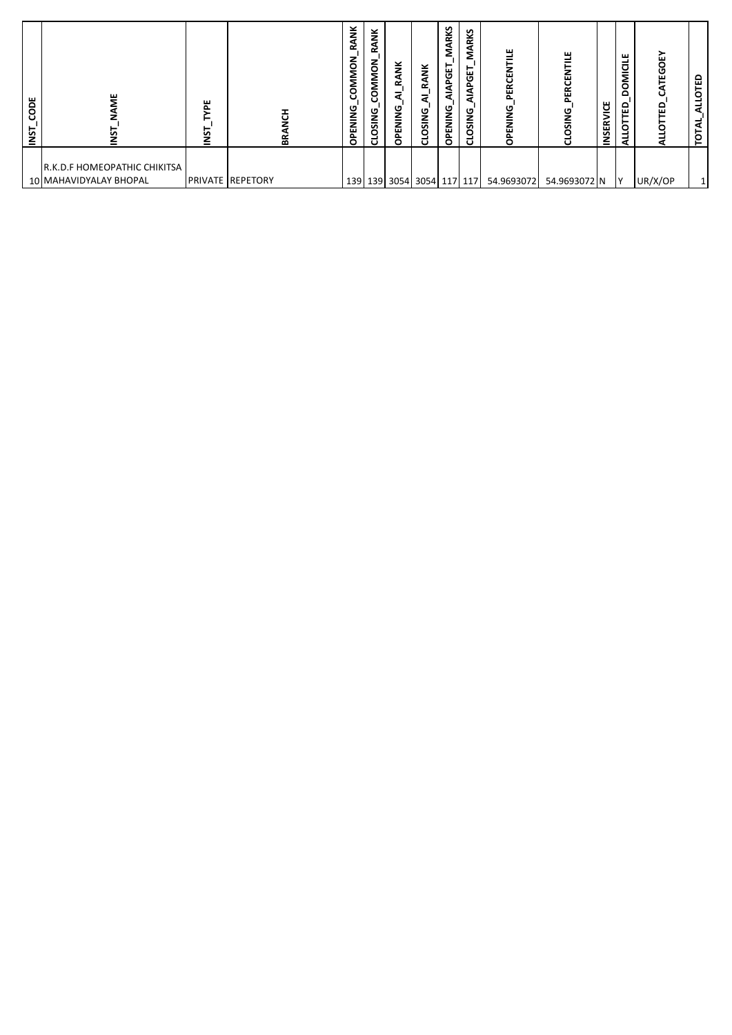| INST_CODE | INST_NAME | INST_TYPE | BRANCH | OPENING_COMMON_RANK | CLOSING_COMMON_RANK | OPENING_AI_RANK | CLOSING_AI_RANK | OPENING_AIAPGET_MARKS | CLOSING_AIAPGET_MARKS | OPENING_PERCENTILE | CLOSING_PERCENTILE | INSERVICE | ALLOTTED_DOMICILE | ALLOTTED_CATEGOEY | TOTAL_ALLOTED |
|---|---|---|---|---|---|---|---|---|---|---|---|---|---|---|---|
| 10 | R.K.D.F HOMEOPATHIC CHIKITSA MAHAVIDYALAY BHOPAL | PRIVATE | REPETORY | 139 | 139 | 3054 | 3054 | 117 | 117 | 54.9693072 | 54.9693072 | N | Y | UR/X/OP | 1 |